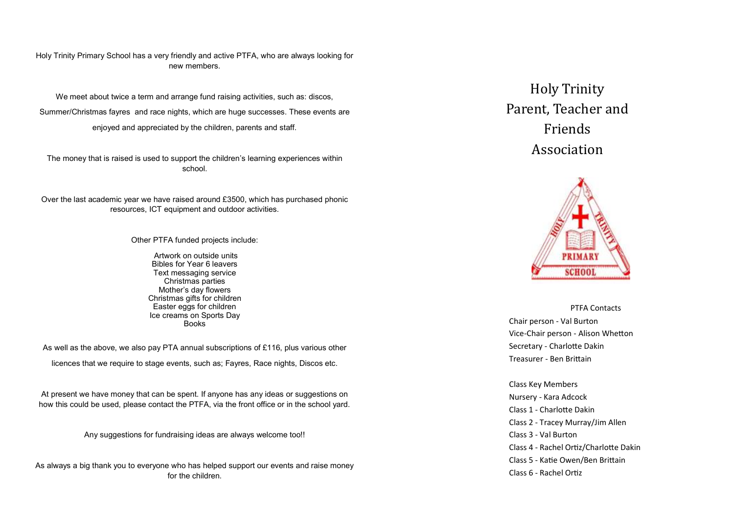Holy Trinity Primary School has a very friendly and active PTFA, who are always looking for new members.

We meet about twice a term and arrange fund raising activities, such as: discos, Summer/Christmas fayres and race nights, which are huge successes. These events are enjoyed and appreciated by the children, parents and staff.

The money that is raised is used to support the children's learning experiences within school.

Over the last academic year we have raised around £3500, which has purchased phonic resources, ICT equipment and outdoor activities.

Other PTFA funded projects include:

- Artwork on outside units
- Bibles for Year 6 leavers
- Text messaging service
- Christmas parties
- Mother's day flowers
- Christmas gifts for children
- Easter eggs for children
- Ice creams on Sports Day
- Books

As well as the above, we also pay PTA annual subscriptions of £116, plus various other licences that we require to stage events, such as; Fayres, Race nights, Discos etc.

At present we have money that can be spent. If anyone has any ideas or suggestions on how this could be used, please contact the PTFA, via the front office or in the school yard.

Any suggestions for fundraising ideas are always welcome too!!

As always a big thank you to everyone who has helped support our events and raise money for the children.

# Holy Trinity Parent, Teacher and Friends Association

HOLY TRINITY PRIMARY SCHOOL

PTFA Contacts

Chair person - Val Burton
Vice-Chair person - Alison Whetton
Secretary - Charlotte Dakin
Treasurer - Ben Brittain

Class Key Members
Nursery - Kara Adcock
Class 1 - Charlotte Dakin
Class 2 - Tracey Murray/Jim Allen
Class 3 - Val Burton
Class 4 - Rachel Ortiz/Charlotte Dakin
Class 5 - Katie Owen/Ben Brittain
Class 6 - Rachel Ortiz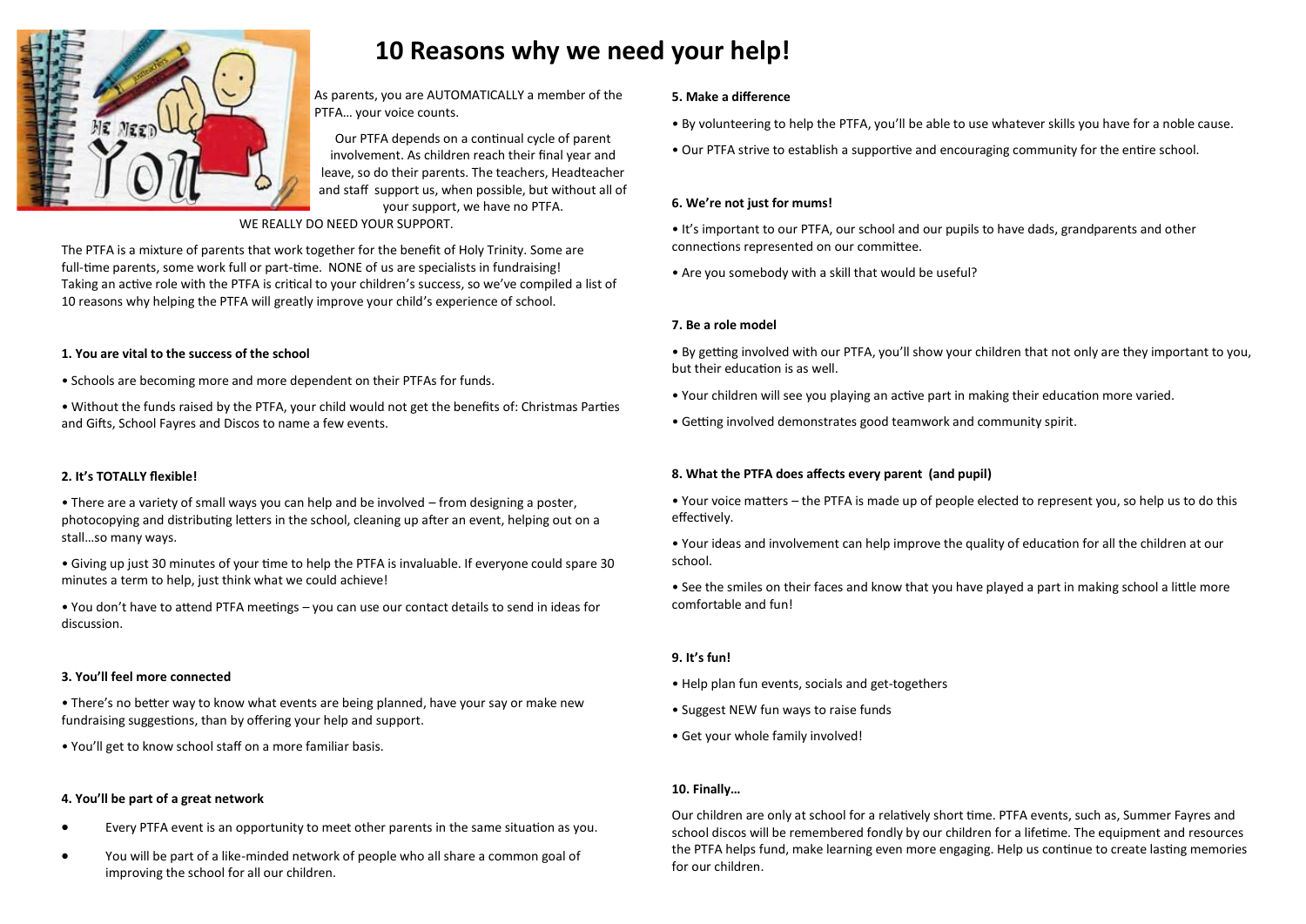# 10 Reasons why we need your help!

As parents, you are AUTOMATICALLY a member of the PTFA… your voice counts.

Our PTFA depends on a continual cycle of parent involvement. As children reach their final year and leave, so do their parents. The teachers, Headteacher and staff support us, when possible, but without all of your support, we have no PTFA.

WE REALLY DO NEED YOUR SUPPORT.

The PTFA is a mixture of parents that work together for the benefit of Holy Trinity. Some are full-time parents, some work full or part-time. NONE of us are specialists in fundraising! Taking an active role with the PTFA is critical to your children's success, so we've compiled a list of 10 reasons why helping the PTFA will greatly improve your child's experience of school.

**1. You are vital to the success of the school**

- Schools are becoming more and more dependent on their PTFAs for funds.
- Without the funds raised by the PTFA, your child would not get the benefits of: Christmas Parties and Gifts, School Fayres and Discos to name a few events.

**2. It's TOTALLY flexible!**

- There are a variety of small ways you can help and be involved – from designing a poster, photocopying and distributing letters in the school, cleaning up after an event, helping out on a stall…so many ways.
- Giving up just 30 minutes of your time to help the PTFA is invaluable. If everyone could spare 30 minutes a term to help, just think what we could achieve!
- You don't have to attend PTFA meetings – you can use our contact details to send in ideas for discussion.

**3. You'll feel more connected**

- There's no better way to know what events are being planned, have your say or make new fundraising suggestions, than by offering your help and support.
- You'll get to know school staff on a more familiar basis.

**4. You'll be part of a great network**

- Every PTFA event is an opportunity to meet other parents in the same situation as you.
- You will be part of a like-minded network of people who all share a common goal of improving the school for all our children.

**5. Make a difference**

- By volunteering to help the PTFA, you'll be able to use whatever skills you have for a noble cause.
- Our PTFA strive to establish a supportive and encouraging community for the entire school.

**6. We're not just for mums!**

- It's important to our PTFA, our school and our pupils to have dads, grandparents and other connections represented on our committee.
- Are you somebody with a skill that would be useful?

**7. Be a role model**

- By getting involved with our PTFA, you'll show your children that not only are they important to you, but their education is as well.
- Your children will see you playing an active part in making their education more varied.
- Getting involved demonstrates good teamwork and community spirit.

**8. What the PTFA does affects every parent (and pupil)**

- Your voice matters – the PTFA is made up of people elected to represent you, so help us to do this effectively.
- Your ideas and involvement can help improve the quality of education for all the children at our school.
- See the smiles on their faces and know that you have played a part in making school a little more comfortable and fun!

**9. It's fun!**

- Help plan fun events, socials and get-togethers
- Suggest NEW fun ways to raise funds
- Get your whole family involved!

**10. Finally…**

Our children are only at school for a relatively short time. PTFA events, such as, Summer Fayres and school discos will be remembered fondly by our children for a lifetime. The equipment and resources the PTFA helps fund, make learning even more engaging. Help us continue to create lasting memories for our children.